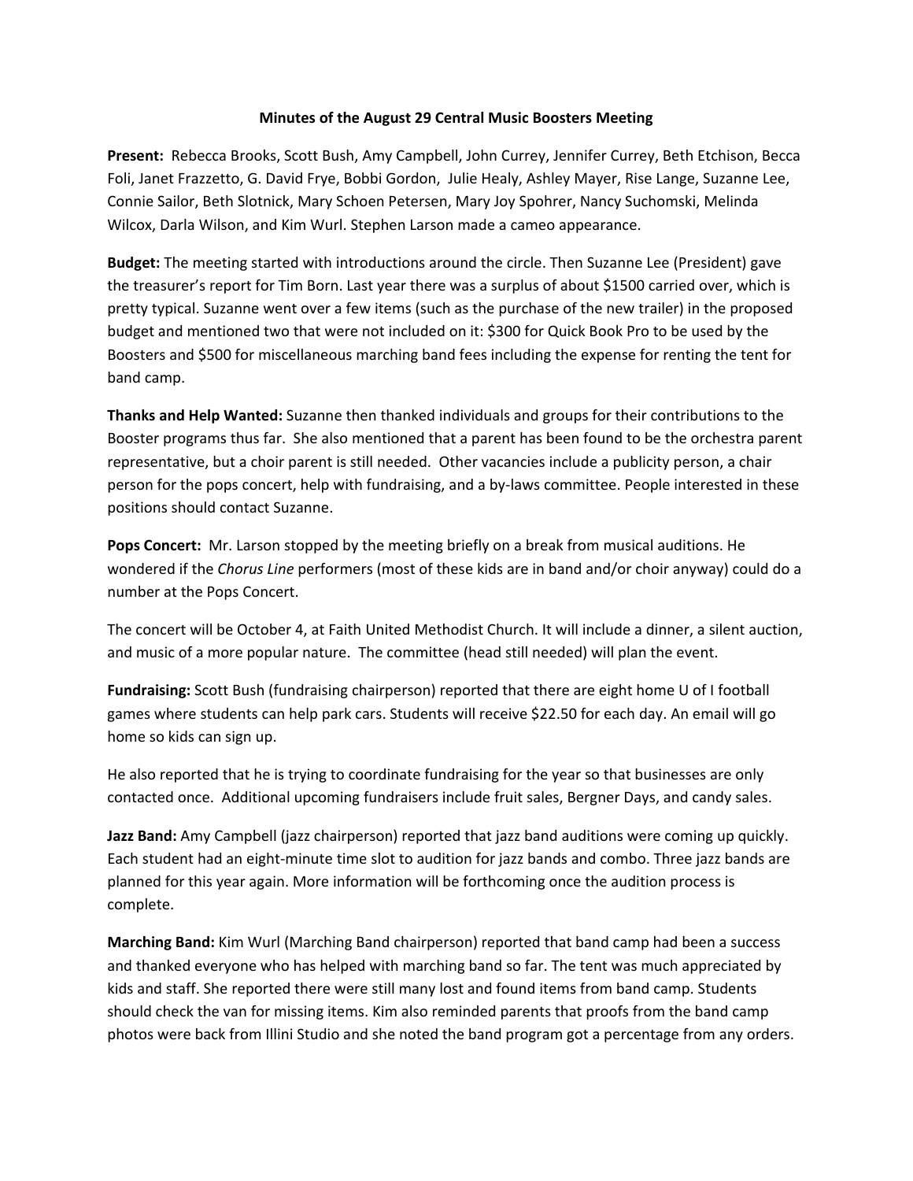**Minutes of the August 29 Central Music Boosters Meeting**

**Present:** Rebecca Brooks, Scott Bush, Amy Campbell, John Currey, Jennifer Currey, Beth Etchison, Becca Foli, Janet Frazzetto, G. David Frye, Bobbi Gordon, Julie Healy, Ashley Mayer, Rise Lange, Suzanne Lee, Connie Sailor, Beth Slotnick, Mary Schoen Petersen, Mary Joy Spohrer, Nancy Suchomski, Melinda Wilcox, Darla Wilson, and Kim Wurl. Stephen Larson made a cameo appearance.

**Budget:** The meeting started with introductions around the circle. Then Suzanne Lee (President) gave the treasurer's report for Tim Born. Last year there was a surplus of about $1500 carried over, which is pretty typical. Suzanne went over a few items (such as the purchase of the new trailer) in the proposed budget and mentioned two that were not included on it: $300 for Quick Book Pro to be used by the Boosters and $500 for miscellaneous marching band fees including the expense for renting the tent for band camp.

**Thanks and Help Wanted:** Suzanne then thanked individuals and groups for their contributions to the Booster programs thus far. She also mentioned that a parent has been found to be the orchestra parent representative, but a choir parent is still needed. Other vacancies include a publicity person, a chair person for the pops concert, help with fundraising, and a by-laws committee. People interested in these positions should contact Suzanne.

**Pops Concert:** Mr. Larson stopped by the meeting briefly on a break from musical auditions. He wondered if the *Chorus Line* performers (most of these kids are in band and/or choir anyway) could do a number at the Pops Concert.

The concert will be October 4, at Faith United Methodist Church. It will include a dinner, a silent auction, and music of a more popular nature. The committee (head still needed) will plan the event.

**Fundraising:** Scott Bush (fundraising chairperson) reported that there are eight home U of I football games where students can help park cars. Students will receive $22.50 for each day. An email will go home so kids can sign up.

He also reported that he is trying to coordinate fundraising for the year so that businesses are only contacted once. Additional upcoming fundraisers include fruit sales, Bergner Days, and candy sales.

**Jazz Band:** Amy Campbell (jazz chairperson) reported that jazz band auditions were coming up quickly. Each student had an eight-minute time slot to audition for jazz bands and combo. Three jazz bands are planned for this year again. More information will be forthcoming once the audition process is complete.

**Marching Band:** Kim Wurl (Marching Band chairperson) reported that band camp had been a success and thanked everyone who has helped with marching band so far. The tent was much appreciated by kids and staff. She reported there were still many lost and found items from band camp. Students should check the van for missing items. Kim also reminded parents that proofs from the band camp photos were back from Illini Studio and she noted the band program got a percentage from any orders.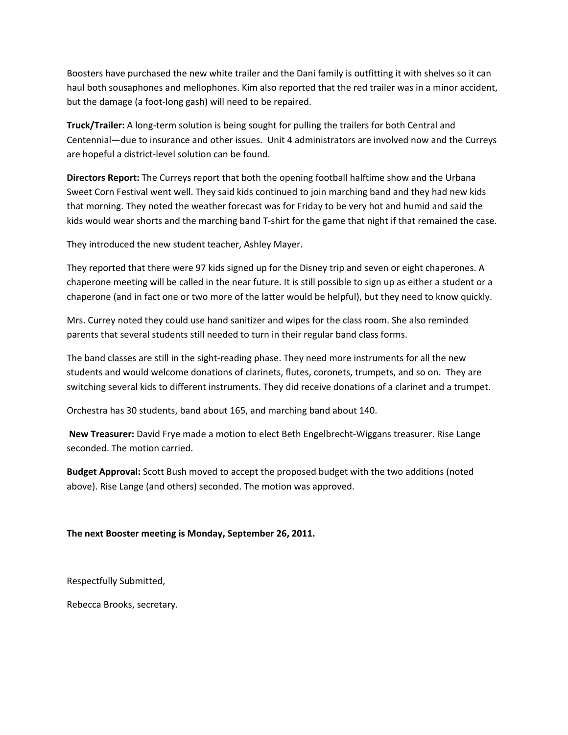Boosters have purchased the new white trailer and the Dani family is outfitting it with shelves so it can haul both sousaphones and mellophones. Kim also reported that the red trailer was in a minor accident, but the damage (a foot-long gash) will need to be repaired.

**Truck/Trailer:** A long-term solution is being sought for pulling the trailers for both Central and Centennial—due to insurance and other issues. Unit 4 administrators are involved now and the Curreys are hopeful a district-level solution can be found.

**Directors Report:** The Curreys report that both the opening football halftime show and the Urbana Sweet Corn Festival went well. They said kids continued to join marching band and they had new kids that morning. They noted the weather forecast was for Friday to be very hot and humid and said the kids would wear shorts and the marching band T-shirt for the game that night if that remained the case.

They introduced the new student teacher, Ashley Mayer.

They reported that there were 97 kids signed up for the Disney trip and seven or eight chaperones. A chaperone meeting will be called in the near future. It is still possible to sign up as either a student or a chaperone (and in fact one or two more of the latter would be helpful), but they need to know quickly.

Mrs. Currey noted they could use hand sanitizer and wipes for the class room. She also reminded parents that several students still needed to turn in their regular band class forms.

The band classes are still in the sight-reading phase. They need more instruments for all the new students and would welcome donations of clarinets, flutes, coronets, trumpets, and so on. They are switching several kids to different instruments. They did receive donations of a clarinet and a trumpet.

Orchestra has 30 students, band about 165, and marching band about 140.

**New Treasurer:** David Frye made a motion to elect Beth Engelbrecht-Wiggans treasurer. Rise Lange seconded. The motion carried.

**Budget Approval:** Scott Bush moved to accept the proposed budget with the two additions (noted above). Rise Lange (and others) seconded. The motion was approved.

**The next Booster meeting is Monday, September 26, 2011.**

Respectfully Submitted,

Rebecca Brooks, secretary.